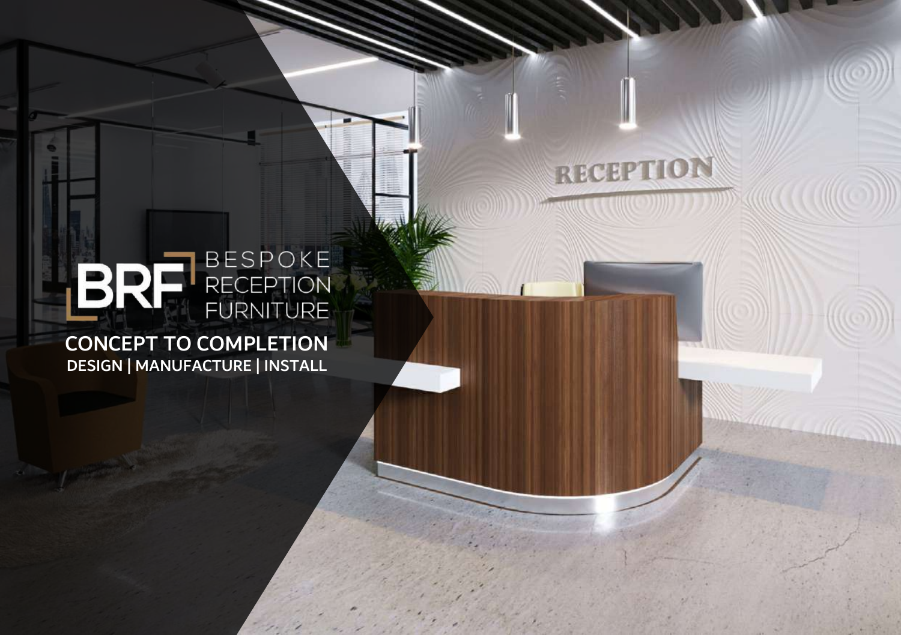# BRF BESPOKE RECEPTION FURNITURE

## CONCEPT TO COMPLETION

**DESIGN | MANUFACTURE | INSTALL**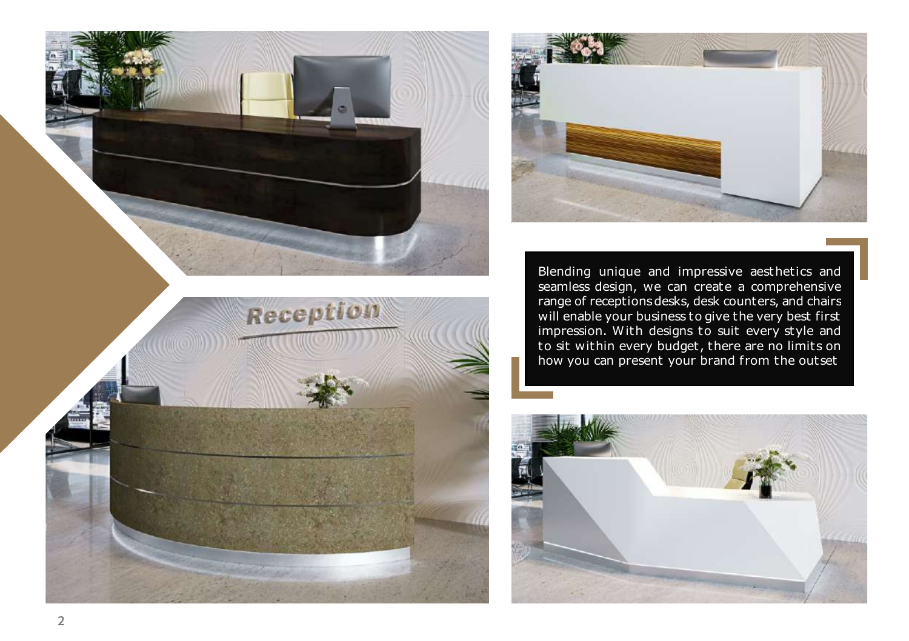Blending unique and impressive aesthetics and seamless design, we can create a comprehensive range of receptions desks, desk counters, and chairs will enable your business to give the very best first impression. With designs to suit every style and to sit within every budget, there are no limits on how you can present your brand from the outset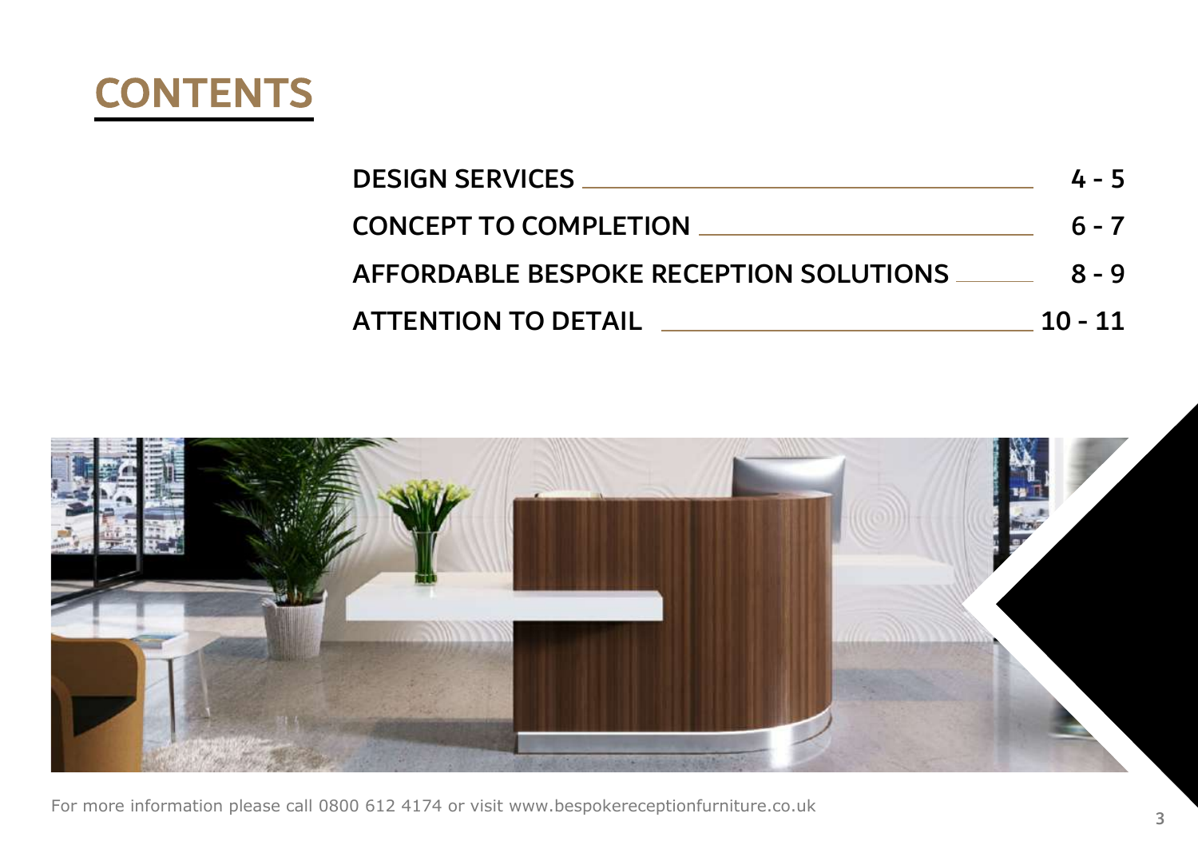# CONTENTS

| | |
|---|---|
| DESIGN SERVICES | 4 - 5 |
| CONCEPT TO COMPLETION | 6 - 7 |
| AFFORDABLE BESPOKE RECEPTION SOLUTIONS | 8 - 9 |
| ATTENTION TO DETAIL | 10 - 11 |

For more information please call 0800 612 4174 or visit www.bespokereceptionfurniture.co.uk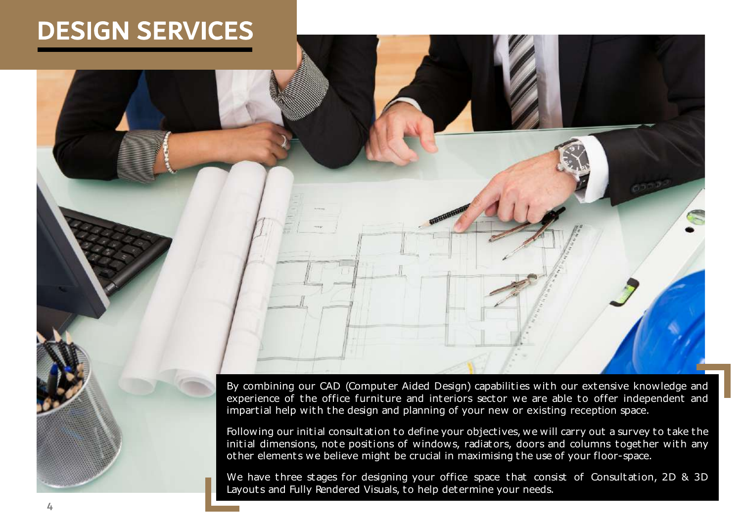# DESIGN SERVICES

By combining our CAD (Computer Aided Design) capabilities with our extensive knowledge and experience of the office furniture and interiors sector we are able to offer independent and impartial help with the design and planning of your new or existing reception space.

Following our initial consultation to define your objectives, we will carry out a survey to take the initial dimensions, note positions of windows, radiators, doors and columns together with any other elements we believe might be crucial in maximising the use of your floor-space.

We have three stages for designing your office space that consist of Consultation, 2D & 3D Layouts and Fully Rendered Visuals, to help determine your needs.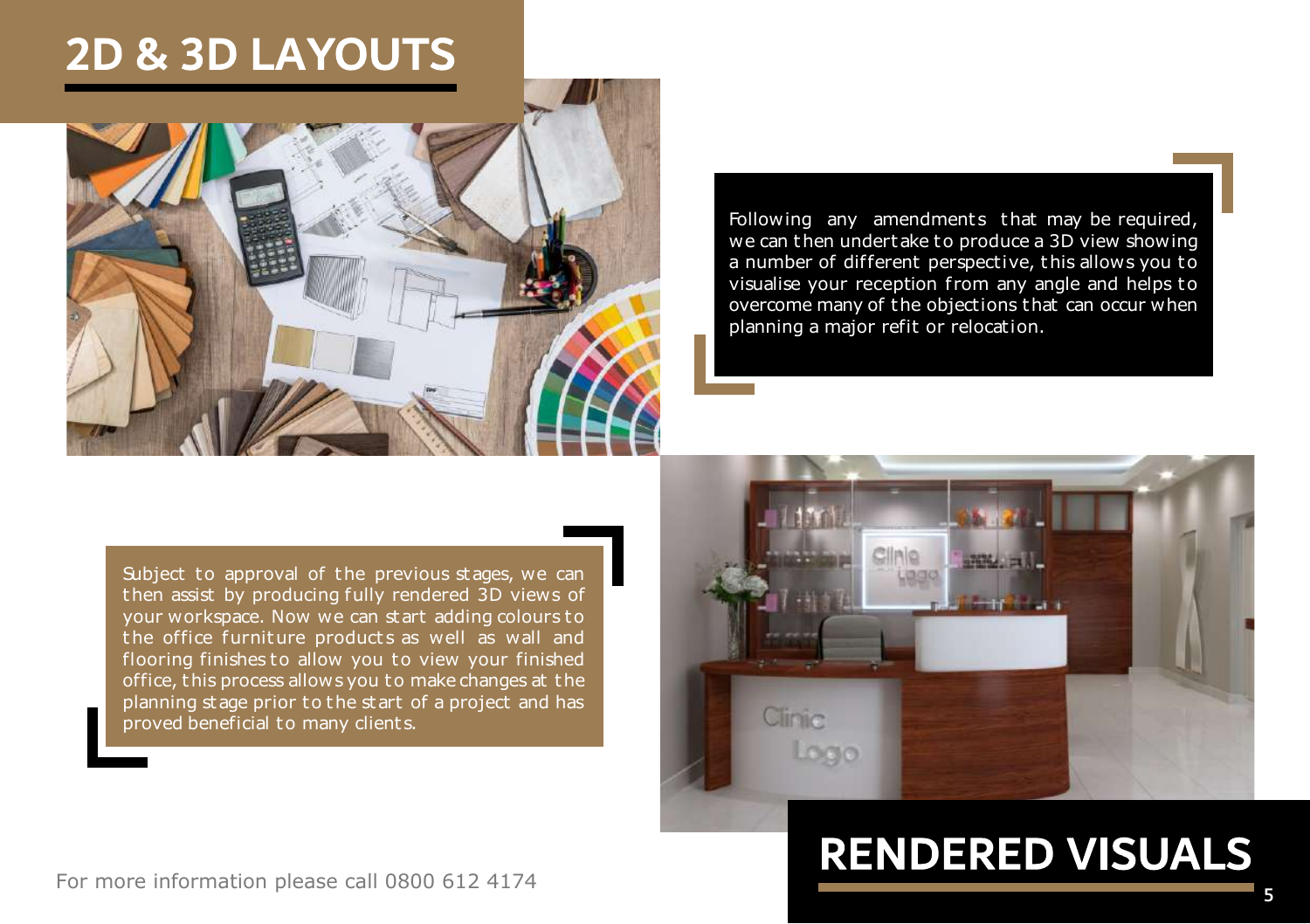# 2D & 3D LAYOUTS

Following any amendments that may be required, we can then undertake to produce a 3D view showing a number of different perspective, this allows you to visualise your reception from any angle and helps to overcome many of the objections that can occur when planning a major refit or relocation.

Subject to approval of the previous stages, we can then assist by producing fully rendered 3D views of your workspace. Now we can start adding colours to the office furniture products as well as wall and flooring finishes to allow you to view your finished office, this process allows you to make changes at the planning stage prior to the start of a project and has proved beneficial to many clients.

# RENDERED VISUALS

For more information please call 0800 612 4174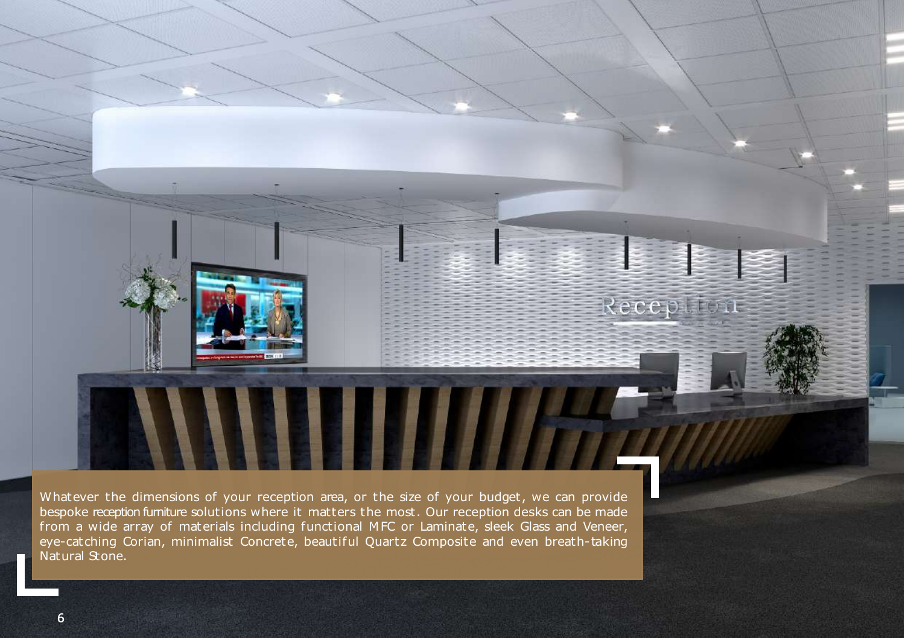Whatever the dimensions of your reception area, or the size of your budget, we can provide bespoke reception furniture solutions where it matters the most. Our reception desks can be made from a wide array of materials including functional MFC or Laminate, sleek Glass and Veneer, eye-catching Corian, minimalist Concrete, beautiful Quartz Composite and even breath-taking Natural Stone.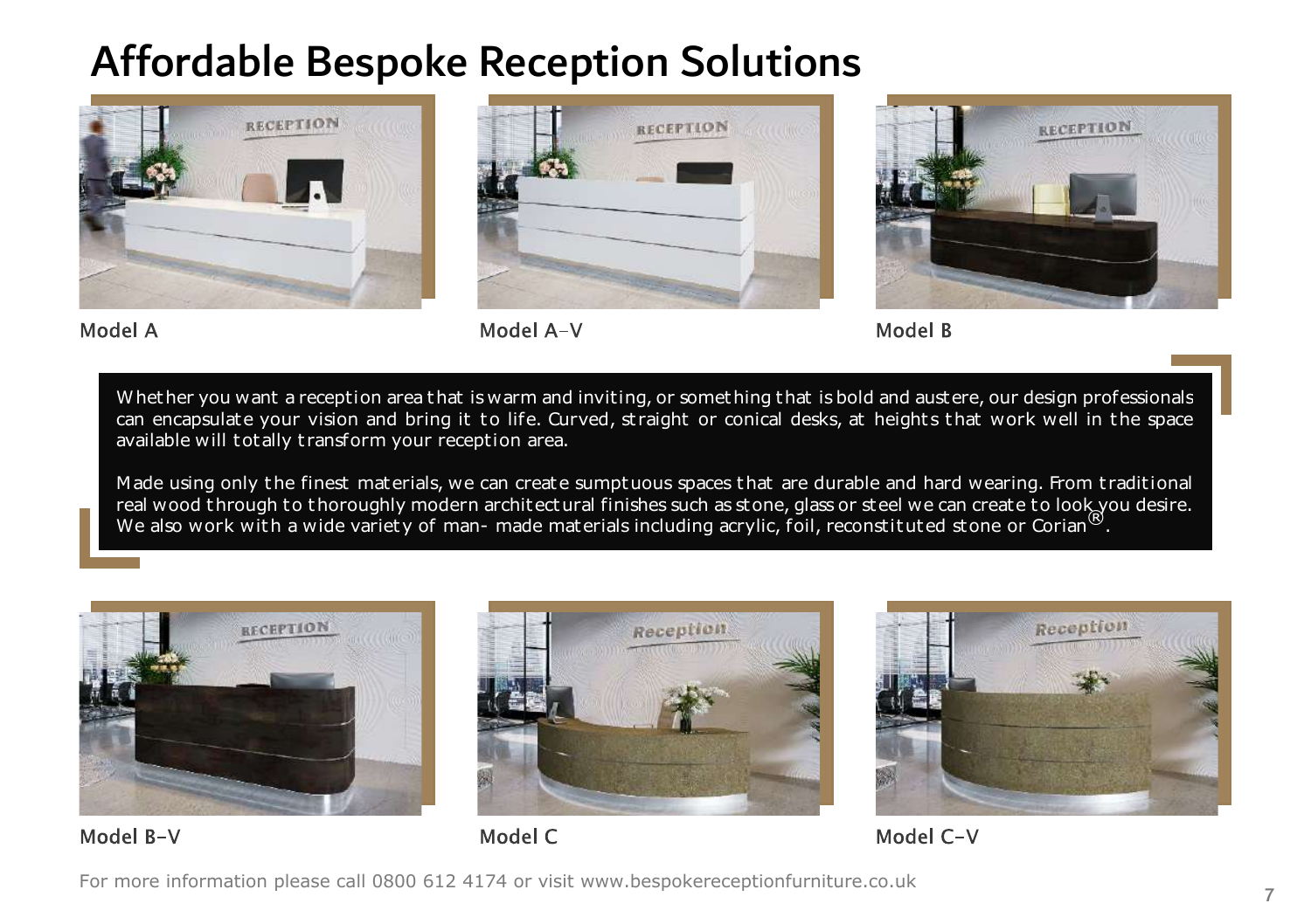# Affordable Bespoke Reception Solutions

Model A

Model A-V

Model B

Whether you want a reception area that is warm and inviting, or something that is bold and austere, our design professionals can encapsulate your vision and bring it to life. Curved, straight or conical desks, at heights that work well in the space available will totally transform your reception area.

Made using only the finest materials, we can create sumptuous spaces that are durable and hard wearing. From traditional real wood through to thoroughly modern architectural finishes such as stone, glass or steel we can create to look you desire. We also work with a wide variety of man- made materials including acrylic, foil, reconstituted stone or Corian®.

Model B-V

Model C

Model C-V

For more information please call 0800 612 4174 or visit www.bespokereceptionfurniture.co.uk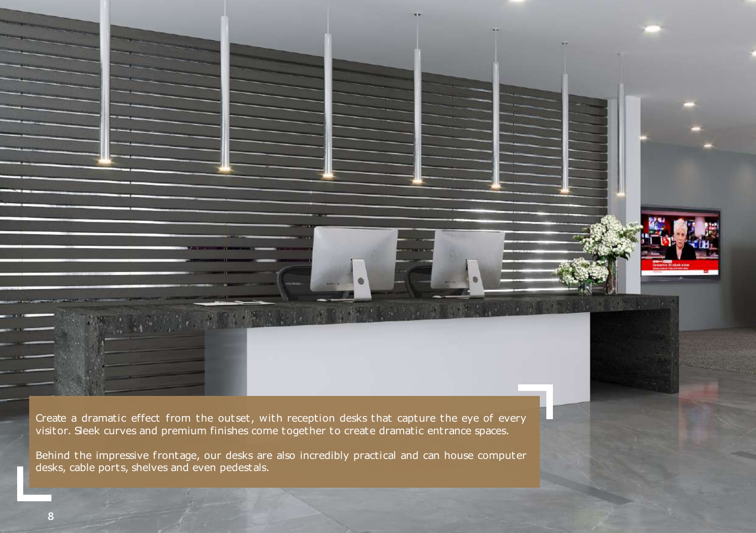Create a dramatic effect from the outset, with reception desks that capture the eye of every visitor. Sleek curves and premium finishes come together to create dramatic entrance spaces.

Behind the impressive frontage, our desks are also incredibly practical and can house computer desks, cable ports, shelves and even pedestals.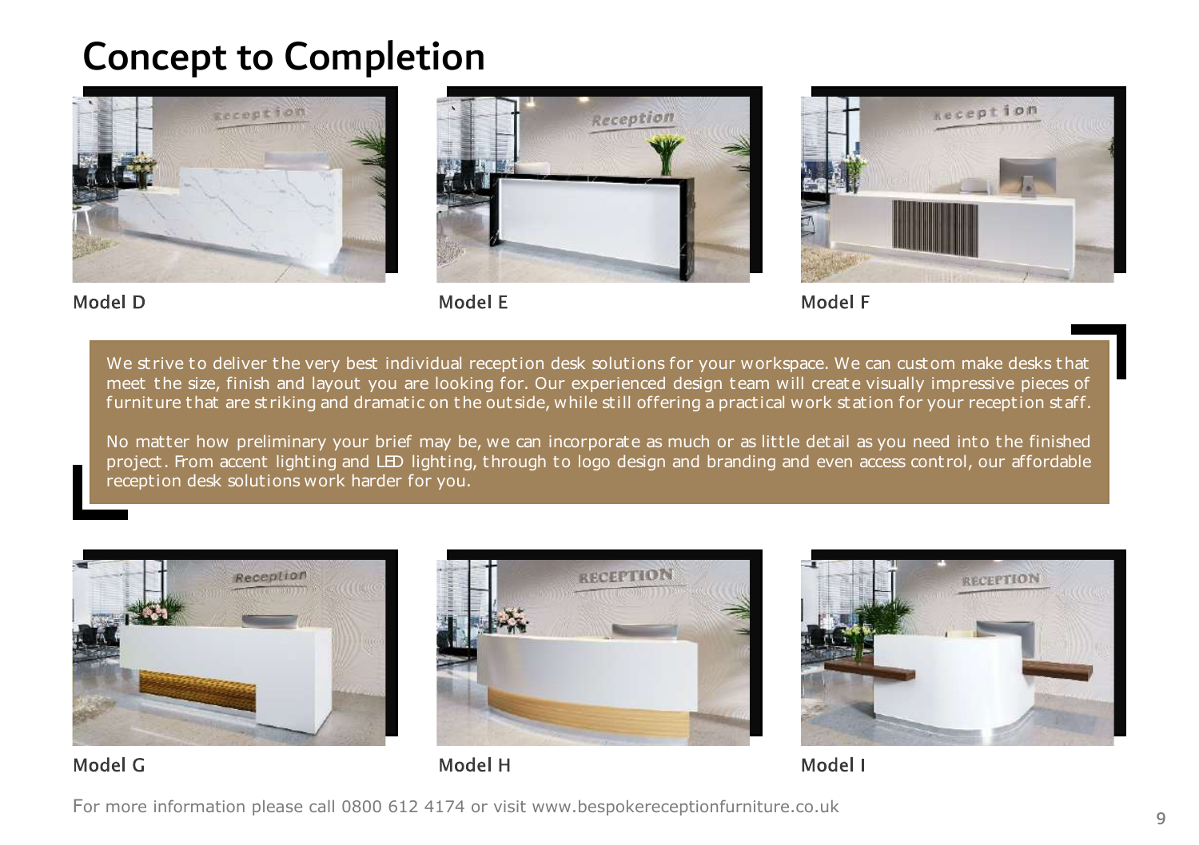# Concept to Completion

Model D

Model E

Model F

We strive to deliver the very best individual reception desk solutions for your workspace. We can custom make desks that meet the size, finish and layout you are looking for. Our experienced design team will create visually impressive pieces of furniture that are striking and dramatic on the outside, while still offering a practical work station for your reception staff.

No matter how preliminary your brief may be, we can incorporate as much or as little detail as you need into the finished project. From accent lighting and LED lighting, through to logo design and branding and even access control, our affordable reception desk solutions work harder for you.

Model G

Model H

Model I

For more information please call 0800 612 4174 or visit www.bespokereceptionfurniture.co.uk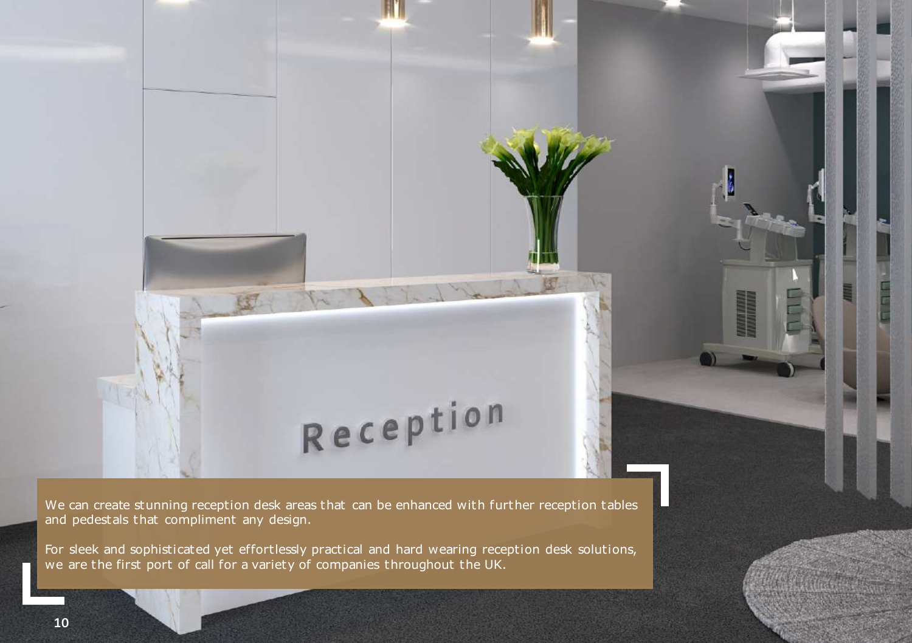We can create stunning reception desk areas that can be enhanced with further reception tables and pedestals that compliment any design.

For sleek and sophisticated yet effortlessly practical and hard wearing reception desk solutions, we are the first port of call for a variety of companies throughout the UK.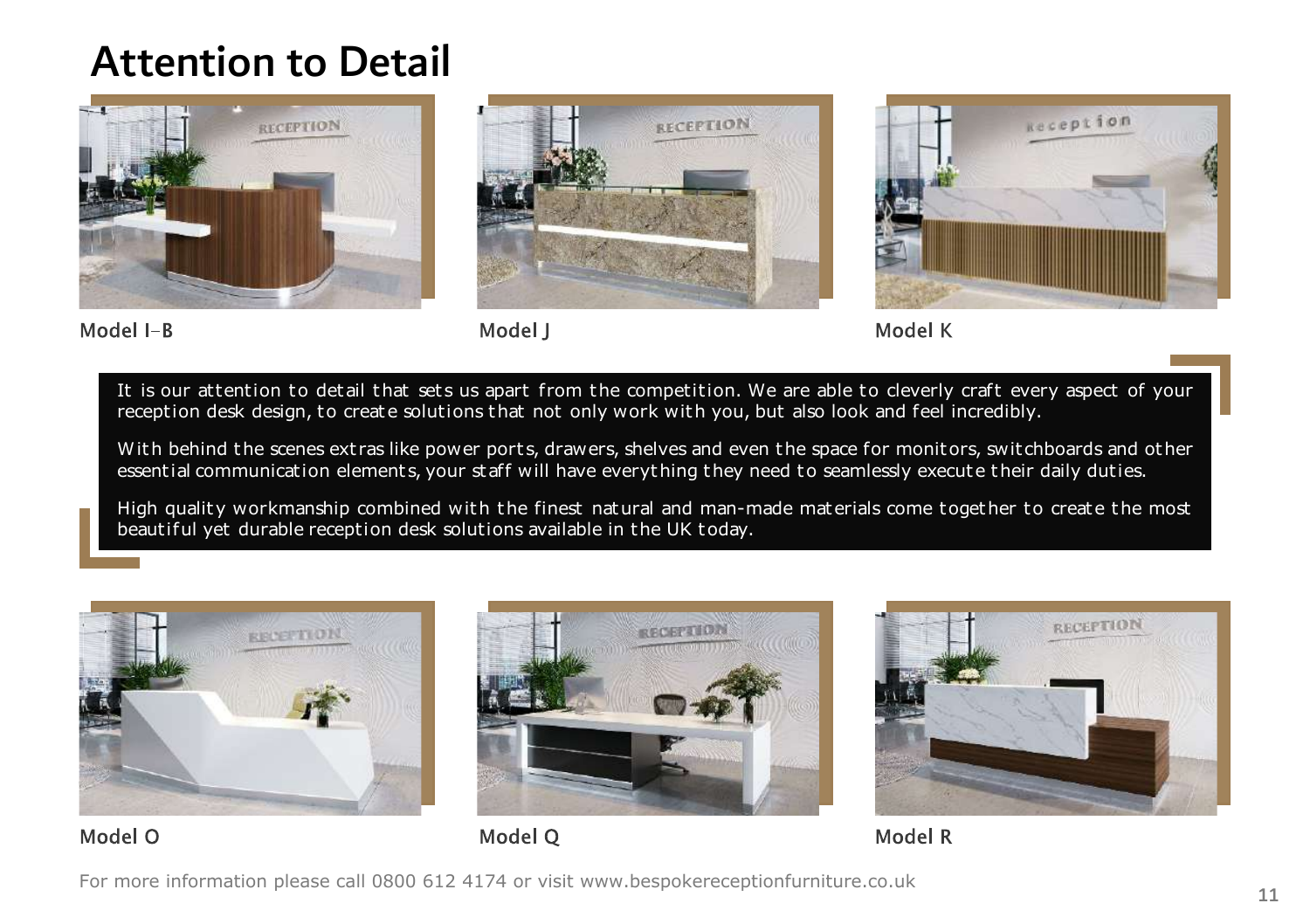# Attention to Detail

Model I-B

Model J

Model K

It is our attention to detail that sets us apart from the competition. We are able to cleverly craft every aspect of your reception desk design, to create solutions that not only work with you, but also look and feel incredibly.

With behind the scenes extras like power ports, drawers, shelves and even the space for monitors, switchboards and other essential communication elements, your staff will have everything they need to seamlessly execute their daily duties.

High quality workmanship combined with the finest natural and man-made materials come together to create the most beautiful yet durable reception desk solutions available in the UK today.

Model O

Model Q

Model R

For more information please call 0800 612 4174 or visit www.bespokereceptionfurniture.co.uk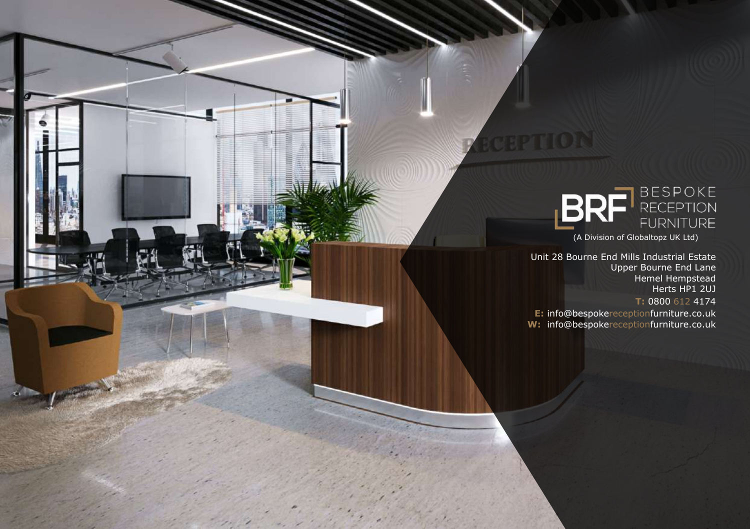BRF BESPOKE RECEPTION FURNITURE

(A Division of Globaltopz UK Ltd)

Unit 28 Bourne End Mills Industrial Estate
Upper Bourne End Lane
Hemel Hempstead
Herts HP1 2UJ

**T:** 0800 612 4174

**E:** info@bespokereceptionfurniture.co.uk

**W:** info@bespokereceptionfurniture.co.uk